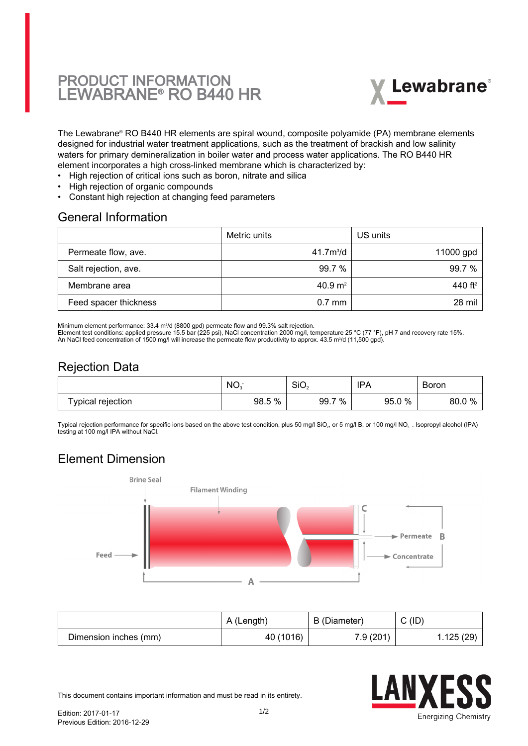# PRODUCT INFORMATION LEWABRANE® RO B440 HR

The Lewabrane® RO B440 HR elements are spiral wound, composite polyamide (PA) membrane elements designed for industrial water treatment applications, such as the treatment of brackish and low salinity waters for primary demineralization in boiler water and process water applications. The RO B440 HR element incorporates a high cross-linked membrane which is characterized by:

- High rejection of critical ions such as boron, nitrate and silica
- High rejection of organic compounds
- Constant high rejection at changing feed parameters

## General Information

| | Metric units | US units |
|---|---|---|
| Permeate flow, ave. | 41.7 $m^3/d$ | 11000 gpd |
| Salt rejection, ave. | 99.7 % | 99.7 % |
| Membrane area | 40.9 $m^2$ | 440 $ft^2$ |
| Feed spacer thickness | 0.7 mm | 28 mil |

Minimum element performance: 33.4 $m^3/d$ (8800 gpd) permeate flow and 99.3% salt rejection.
Element test conditions: applied pressure 15.5 bar (225 psi), NaCl concentration 2000 mg/l, temperature 25 °C (77 °F), pH 7 and recovery rate 15%.
An NaCl feed concentration of 1500 mg/l will increase the permeate flow productivity to approx. 43.5 $m^3/d$ (11,500 gpd).

## Rejection Data

| | $NO_3^-$ | $SiO_2$ | IPA | Boron |
|---|---|---|---|---|
| Typical rejection | 98.5 % | 99.7 % | 95.0 % | 80.0 % |

Typical rejection performance for specific ions based on the above test condition, plus 50 mg/l $SiO_2$, or 5 mg/l B, or 100 mg/l $NO_3^-$ . Isopropyl alcohol (IPA) testing at 100 mg/l IPA without NaCl.

## Element Dimension

Brine Seal
Filament Winding
Feed
Permeate
Concentrate
A
B
C

| | A (Length) | B (Diameter) | C (ID) |
|---|---|---|---|
| Dimension inches (mm) | 40 (1016) | 7.9 (201) | 1.125 (29) |

This document contains important information and must be read in its entirety.

Edition: 2017-01-17
Previous Edition: 2016-12-29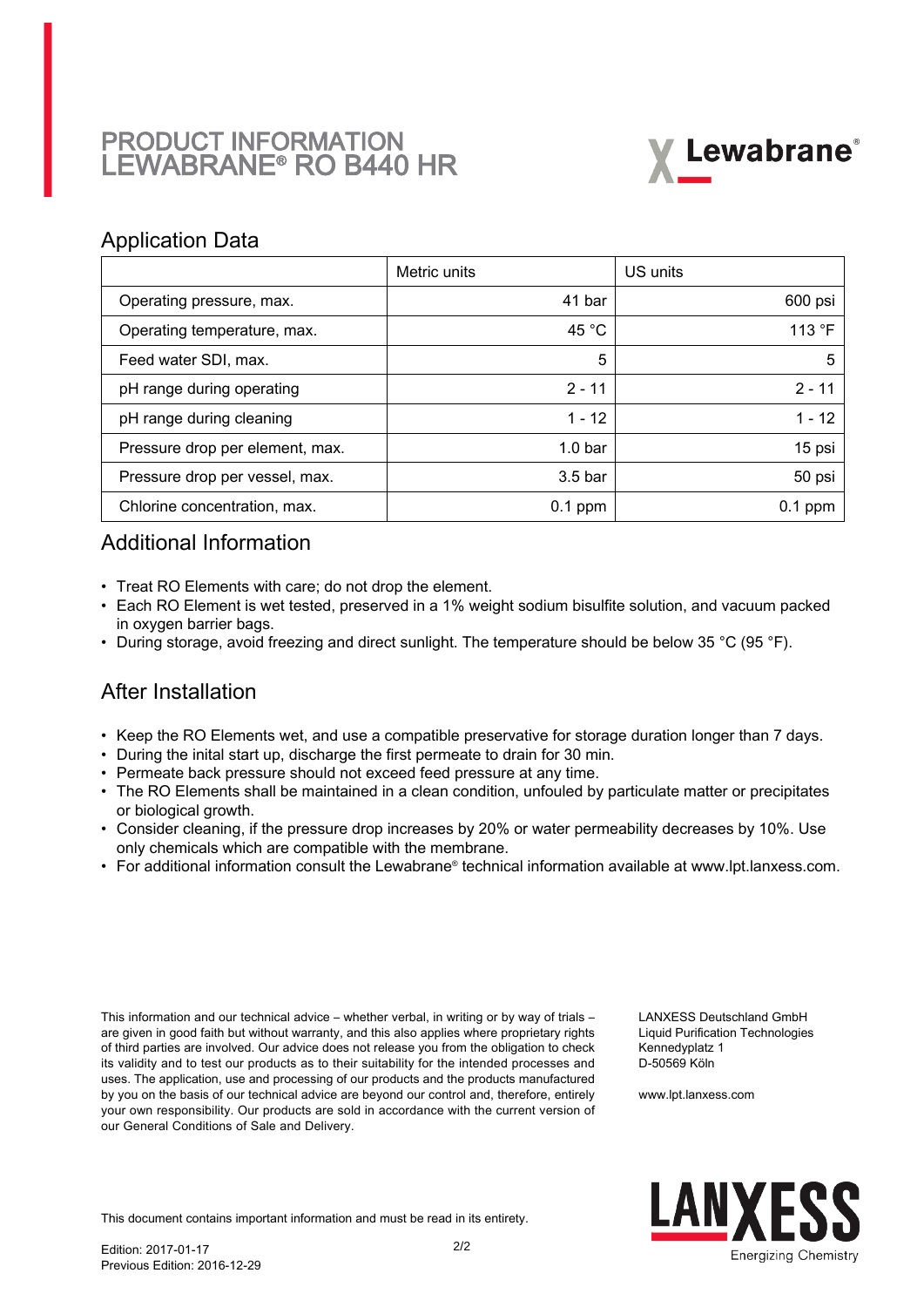# PRODUCT INFORMATION
# LEWABRANE® RO B440 HR

Lewabrane®

## Application Data

| | Metric units | US units |
|---|---|---|
| Operating pressure, max. | 41 bar | 600 psi |
| Operating temperature, max. | 45 °C | 113 °F |
| Feed water SDI, max. | 5 | 5 |
| pH range during operating | 2 - 11 | 2 - 11 |
| pH range during cleaning | 1 - 12 | 1 - 12 |
| Pressure drop per element, max. | 1.0 bar | 15 psi |
| Pressure drop per vessel, max. | 3.5 bar | 50 psi |
| Chlorine concentration, max. | 0.1 ppm | 0.1 ppm |

## Additional Information

- Treat RO Elements with care; do not drop the element.
- Each RO Element is wet tested, preserved in a 1% weight sodium bisulfite solution, and vacuum packed in oxygen barrier bags.
- During storage, avoid freezing and direct sunlight. The temperature should be below 35 °C (95 °F).

## After Installation

- Keep the RO Elements wet, and use a compatible preservative for storage duration longer than 7 days.
- During the inital start up, discharge the first permeate to drain for 30 min.
- Permeate back pressure should not exceed feed pressure at any time.
- The RO Elements shall be maintained in a clean condition, unfouled by particulate matter or precipitates or biological growth.
- Consider cleaning, if the pressure drop increases by 20% or water permeability decreases by 10%. Use only chemicals which are compatible with the membrane.
- For additional information consult the Lewabrane® technical information available at www.lpt.lanxess.com.

This information and our technical advice – whether verbal, in writing or by way of trials – are given in good faith but without warranty, and this also applies where proprietary rights of third parties are involved. Our advice does not release you from the obligation to check its validity and to test our products as to their suitability for the intended processes and uses. The application, use and processing of our products and the products manufactured by you on the basis of our technical advice are beyond our control and, therefore, entirely your own responsibility. Our products are sold in accordance with the current version of our General Conditions of Sale and Delivery.

LANXESS Deutschland GmbH
Liquid Purification Technologies
Kennedyplatz 1
D-50569 Köln

www.lpt.lanxess.com

This document contains important information and must be read in its entirety.

Edition: 2017-01-17
Previous Edition: 2016-12-29

LANXESS
Energizing Chemistry